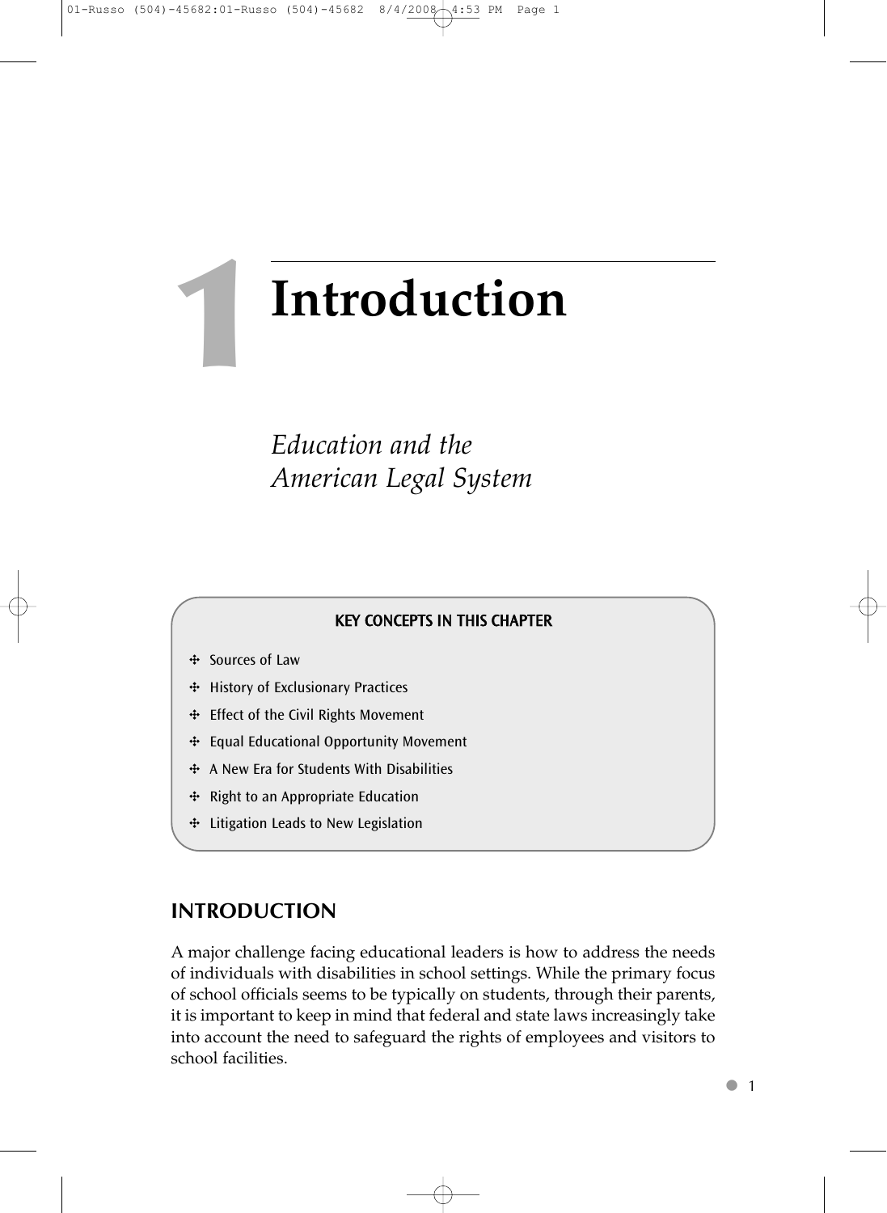# 1 Introduction

*Education and the American Legal System*

**KEY CONCEPTS IN THIS CHAPTER**

- Sources of Law
- History of Exclusionary Practices
- Effect of the Civil Rights Movement
- Equal Educational Opportunity Movement
- A New Era for Students With Disabilities
- Right to an Appropriate Education
- Litigation Leads to New Legislation

## INTRODUCTION

A major challenge facing educational leaders is how to address the needs of individuals with disabilities in school settings. While the primary focus of school officials seems to be typically on students, through their parents, it is important to keep in mind that federal and state laws increasingly take into account the need to safeguard the rights of employees and visitors to school facilities.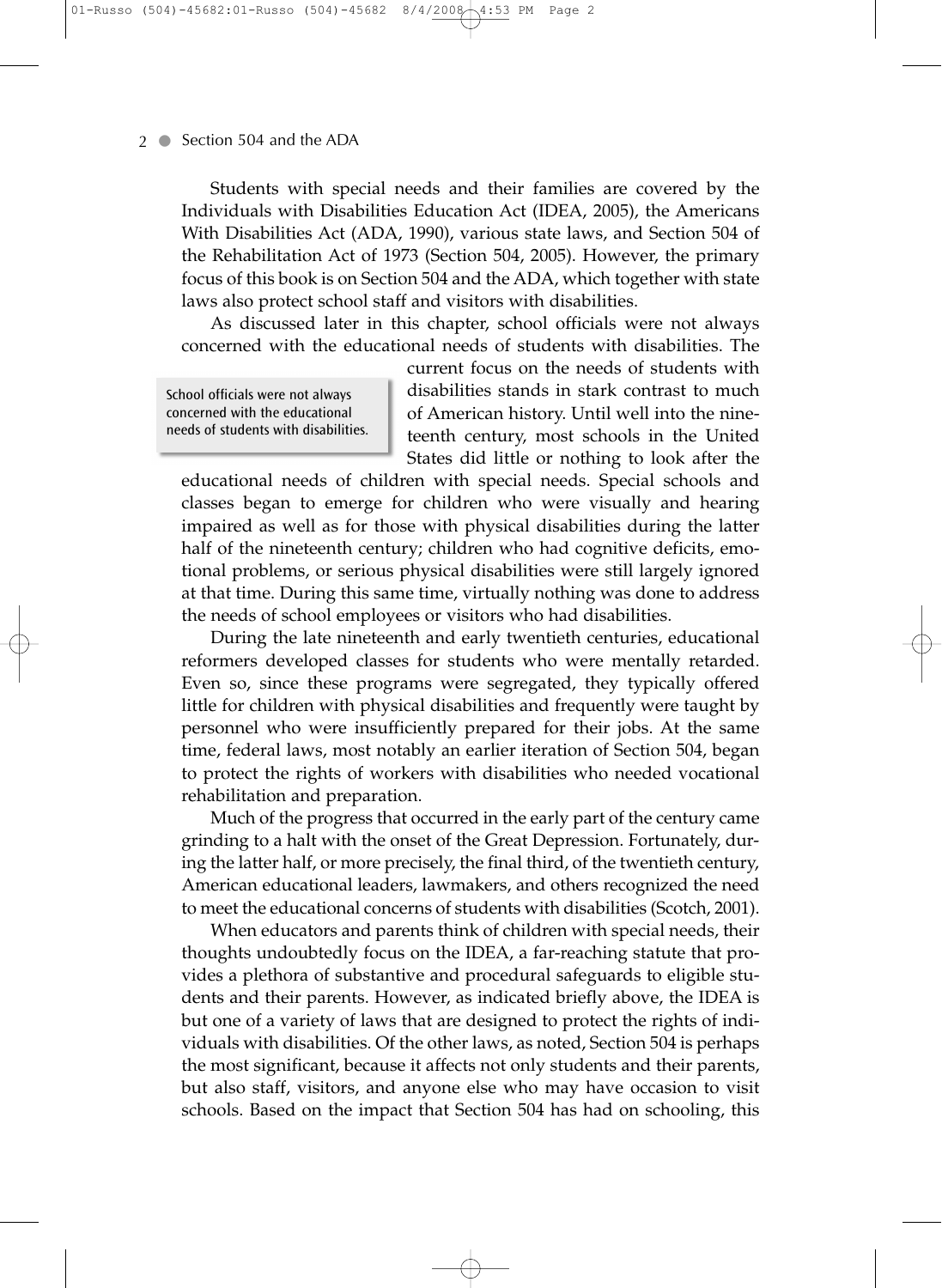Students with special needs and their families are covered by the Individuals with Disabilities Education Act (IDEA, 2005), the Americans With Disabilities Act (ADA, 1990), various state laws, and Section 504 of the Rehabilitation Act of 1973 (Section 504, 2005). However, the primary focus of this book is on Section 504 and the ADA, which together with state laws also protect school staff and visitors with disabilities.

As discussed later in this chapter, school officials were not always concerned with the educational needs of students with disabilities. The current focus on the needs of students with disabilities stands in stark contrast to much of American history. Until well into the nineteenth century, most schools in the United States did little or nothing to look after the educational needs of children with special needs. Special schools and classes began to emerge for children who were visually and hearing impaired as well as for those with physical disabilities during the latter half of the nineteenth century; children who had cognitive deficits, emotional problems, or serious physical disabilities were still largely ignored at that time. During this same time, virtually nothing was done to address the needs of school employees or visitors who had disabilities.

> School officials were not always concerned with the educational needs of students with disabilities.

During the late nineteenth and early twentieth centuries, educational reformers developed classes for students who were mentally retarded. Even so, since these programs were segregated, they typically offered little for children with physical disabilities and frequently were taught by personnel who were insufficiently prepared for their jobs. At the same time, federal laws, most notably an earlier iteration of Section 504, began to protect the rights of workers with disabilities who needed vocational rehabilitation and preparation.

Much of the progress that occurred in the early part of the century came grinding to a halt with the onset of the Great Depression. Fortunately, during the latter half, or more precisely, the final third, of the twentieth century, American educational leaders, lawmakers, and others recognized the need to meet the educational concerns of students with disabilities (Scotch, 2001).

When educators and parents think of children with special needs, their thoughts undoubtedly focus on the IDEA, a far-reaching statute that provides a plethora of substantive and procedural safeguards to eligible students and their parents. However, as indicated briefly above, the IDEA is but one of a variety of laws that are designed to protect the rights of individuals with disabilities. Of the other laws, as noted, Section 504 is perhaps the most significant, because it affects not only students and their parents, but also staff, visitors, and anyone else who may have occasion to visit schools. Based on the impact that Section 504 has had on schooling, this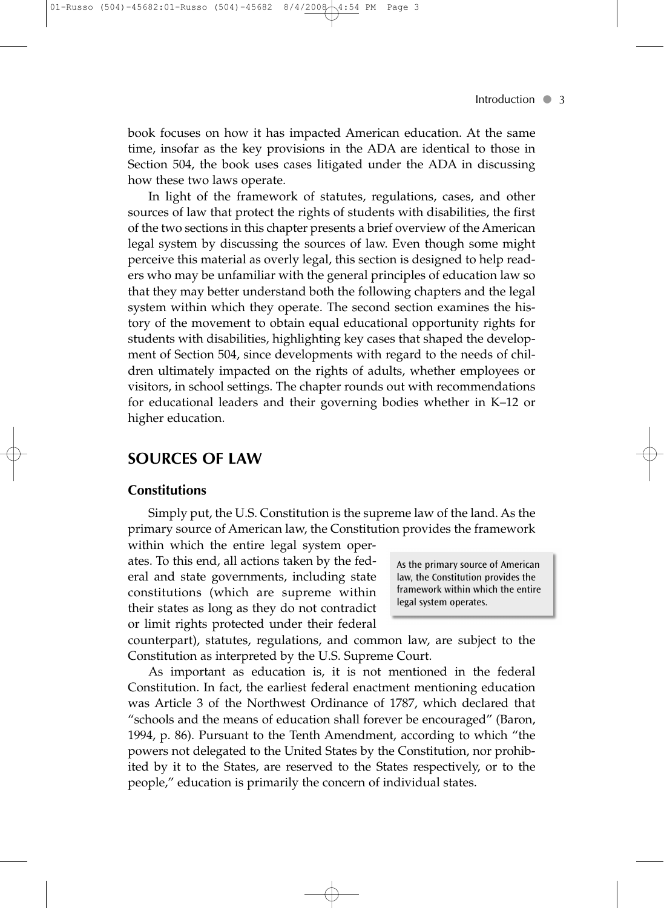book focuses on how it has impacted American education. At the same time, insofar as the key provisions in the ADA are identical to those in Section 504, the book uses cases litigated under the ADA in discussing how these two laws operate.

In light of the framework of statutes, regulations, cases, and other sources of law that protect the rights of students with disabilities, the first of the two sections in this chapter presents a brief overview of the American legal system by discussing the sources of law. Even though some might perceive this material as overly legal, this section is designed to help readers who may be unfamiliar with the general principles of education law so that they may better understand both the following chapters and the legal system within which they operate. The second section examines the history of the movement to obtain equal educational opportunity rights for students with disabilities, highlighting key cases that shaped the development of Section 504, since developments with regard to the needs of children ultimately impacted on the rights of adults, whether employees or visitors, in school settings. The chapter rounds out with recommendations for educational leaders and their governing bodies whether in K–12 or higher education.

## SOURCES OF LAW

### Constitutions

Simply put, the U.S. Constitution is the supreme law of the land. As the primary source of American law, the Constitution provides the framework within which the entire legal system operates. To this end, all actions taken by the federal and state governments, including state constitutions (which are supreme within their states as long as they do not contradict or limit rights protected under their federal counterpart), statutes, regulations, and common law, are subject to the Constitution as interpreted by the U.S. Supreme Court.

> As the primary source of American law, the Constitution provides the framework within which the entire legal system operates.

As important as education is, it is not mentioned in the federal Constitution. In fact, the earliest federal enactment mentioning education was Article 3 of the Northwest Ordinance of 1787, which declared that "schools and the means of education shall forever be encouraged" (Baron, 1994, p. 86). Pursuant to the Tenth Amendment, according to which "the powers not delegated to the United States by the Constitution, nor prohibited by it to the States, are reserved to the States respectively, or to the people," education is primarily the concern of individual states.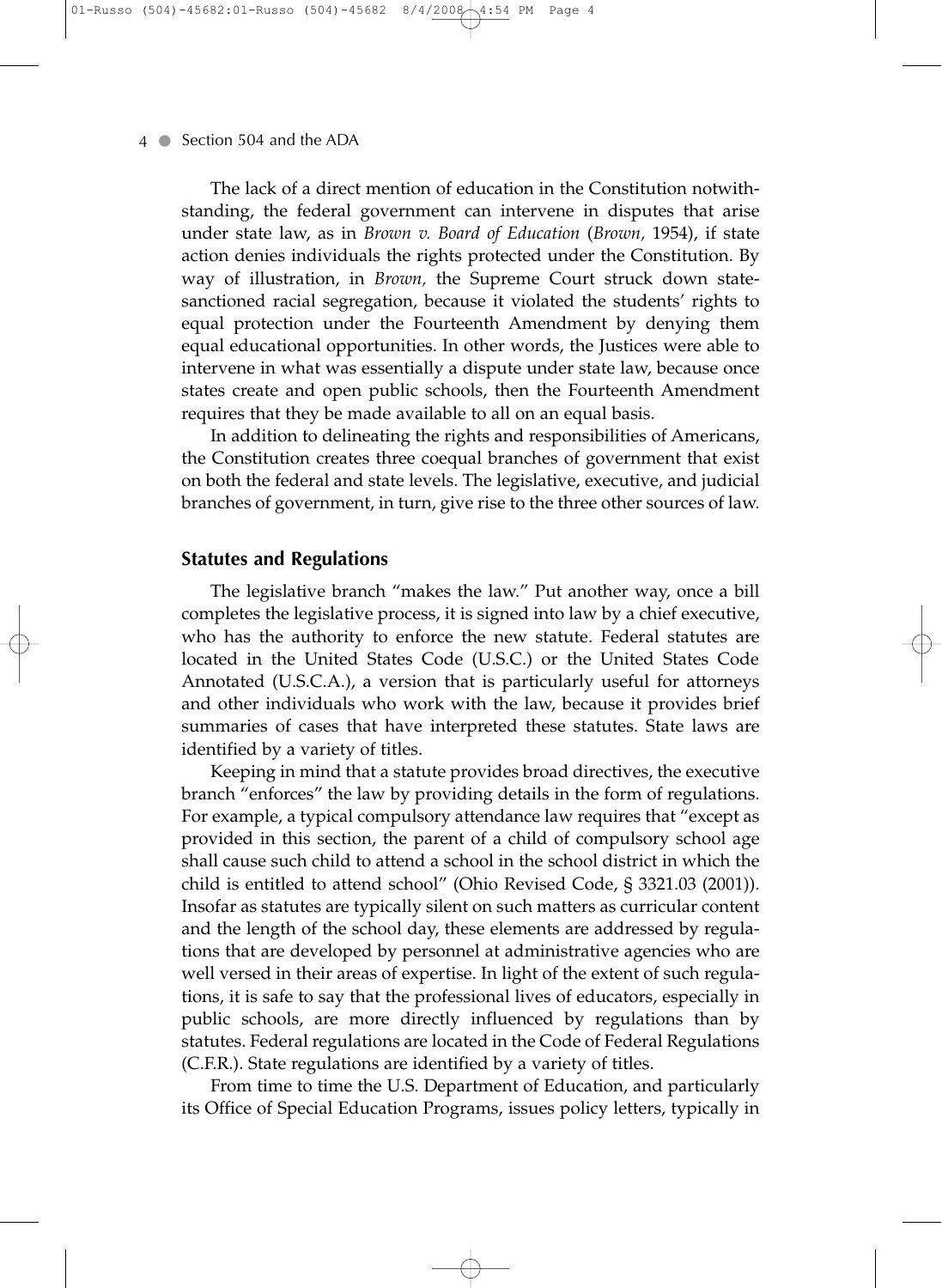The lack of a direct mention of education in the Constitution notwithstanding, the federal government can intervene in disputes that arise under state law, as in *Brown v. Board of Education* (*Brown,* 1954), if state action denies individuals the rights protected under the Constitution. By way of illustration, in *Brown,* the Supreme Court struck down state-sanctioned racial segregation, because it violated the students' rights to equal protection under the Fourteenth Amendment by denying them equal educational opportunities. In other words, the Justices were able to intervene in what was essentially a dispute under state law, because once states create and open public schools, then the Fourteenth Amendment requires that they be made available to all on an equal basis.

In addition to delineating the rights and responsibilities of Americans, the Constitution creates three coequal branches of government that exist on both the federal and state levels. The legislative, executive, and judicial branches of government, in turn, give rise to the three other sources of law.

## Statutes and Regulations

The legislative branch "makes the law." Put another way, once a bill completes the legislative process, it is signed into law by a chief executive, who has the authority to enforce the new statute. Federal statutes are located in the United States Code (U.S.C.) or the United States Code Annotated (U.S.C.A.), a version that is particularly useful for attorneys and other individuals who work with the law, because it provides brief summaries of cases that have interpreted these statutes. State laws are identified by a variety of titles.

Keeping in mind that a statute provides broad directives, the executive branch "enforces" the law by providing details in the form of regulations. For example, a typical compulsory attendance law requires that "except as provided in this section, the parent of a child of compulsory school age shall cause such child to attend a school in the school district in which the child is entitled to attend school" (Ohio Revised Code, § 3321.03 (2001)). Insofar as statutes are typically silent on such matters as curricular content and the length of the school day, these elements are addressed by regulations that are developed by personnel at administrative agencies who are well versed in their areas of expertise. In light of the extent of such regulations, it is safe to say that the professional lives of educators, especially in public schools, are more directly influenced by regulations than by statutes. Federal regulations are located in the Code of Federal Regulations (C.F.R.). State regulations are identified by a variety of titles.

From time to time the U.S. Department of Education, and particularly its Office of Special Education Programs, issues policy letters, typically in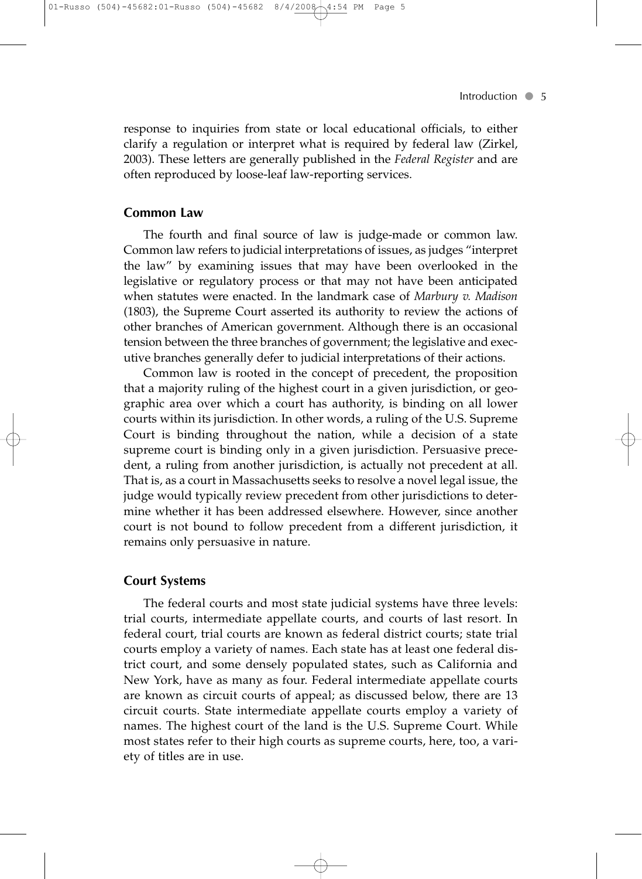response to inquiries from state or local educational officials, to either clarify a regulation or interpret what is required by federal law (Zirkel, 2003). These letters are generally published in the *Federal Register* and are often reproduced by loose-leaf law-reporting services.

### Common Law

The fourth and final source of law is judge-made or common law. Common law refers to judicial interpretations of issues, as judges "interpret the law" by examining issues that may have been overlooked in the legislative or regulatory process or that may not have been anticipated when statutes were enacted. In the landmark case of *Marbury v. Madison* (1803), the Supreme Court asserted its authority to review the actions of other branches of American government. Although there is an occasional tension between the three branches of government; the legislative and executive branches generally defer to judicial interpretations of their actions.

Common law is rooted in the concept of precedent, the proposition that a majority ruling of the highest court in a given jurisdiction, or geographic area over which a court has authority, is binding on all lower courts within its jurisdiction. In other words, a ruling of the U.S. Supreme Court is binding throughout the nation, while a decision of a state supreme court is binding only in a given jurisdiction. Persuasive precedent, a ruling from another jurisdiction, is actually not precedent at all. That is, as a court in Massachusetts seeks to resolve a novel legal issue, the judge would typically review precedent from other jurisdictions to determine whether it has been addressed elsewhere. However, since another court is not bound to follow precedent from a different jurisdiction, it remains only persuasive in nature.

### Court Systems

The federal courts and most state judicial systems have three levels: trial courts, intermediate appellate courts, and courts of last resort. In federal court, trial courts are known as federal district courts; state trial courts employ a variety of names. Each state has at least one federal district court, and some densely populated states, such as California and New York, have as many as four. Federal intermediate appellate courts are known as circuit courts of appeal; as discussed below, there are 13 circuit courts. State intermediate appellate courts employ a variety of names. The highest court of the land is the U.S. Supreme Court. While most states refer to their high courts as supreme courts, here, too, a variety of titles are in use.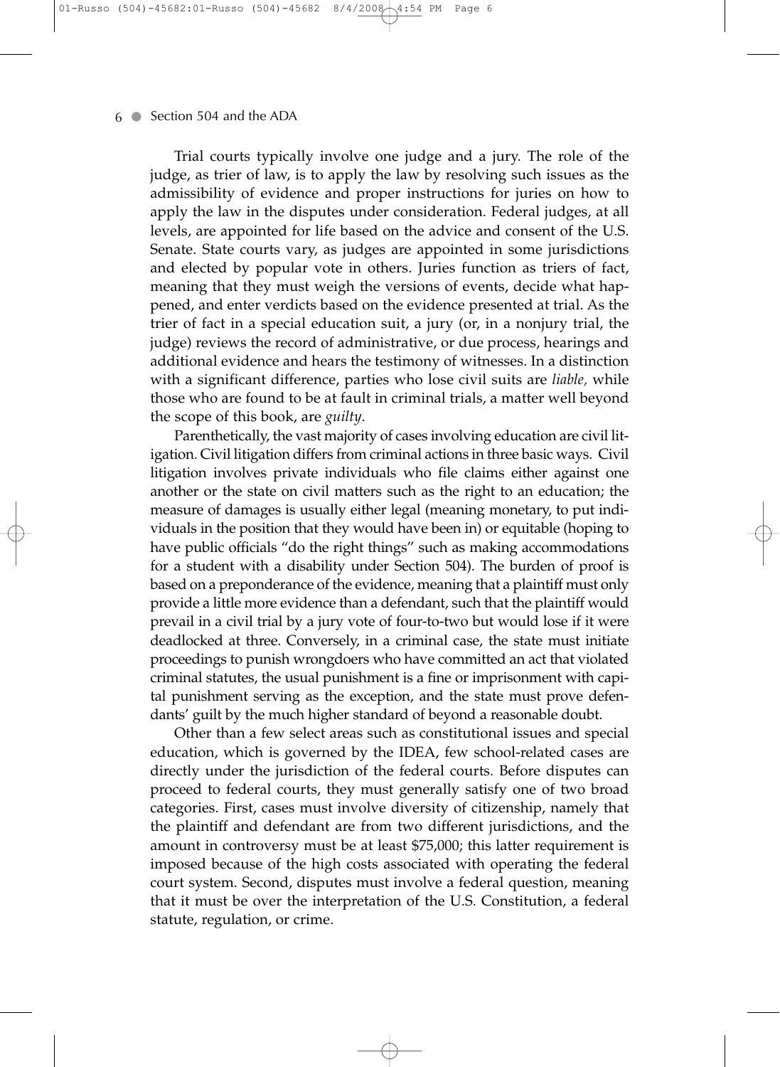Trial courts typically involve one judge and a jury. The role of the judge, as trier of law, is to apply the law by resolving such issues as the admissibility of evidence and proper instructions for juries on how to apply the law in the disputes under consideration. Federal judges, at all levels, are appointed for life based on the advice and consent of the U.S. Senate. State courts vary, as judges are appointed in some jurisdictions and elected by popular vote in others. Juries function as triers of fact, meaning that they must weigh the versions of events, decide what happened, and enter verdicts based on the evidence presented at trial. As the trier of fact in a special education suit, a jury (or, in a nonjury trial, the judge) reviews the record of administrative, or due process, hearings and additional evidence and hears the testimony of witnesses. In a distinction with a significant difference, parties who lose civil suits are *liable,* while those who are found to be at fault in criminal trials, a matter well beyond the scope of this book, are *guilty*.

Parenthetically, the vast majority of cases involving education are civil litigation. Civil litigation differs from criminal actions in three basic ways. Civil litigation involves private individuals who file claims either against one another or the state on civil matters such as the right to an education; the measure of damages is usually either legal (meaning monetary, to put individuals in the position that they would have been in) or equitable (hoping to have public officials "do the right things" such as making accommodations for a student with a disability under Section 504). The burden of proof is based on a preponderance of the evidence, meaning that a plaintiff must only provide a little more evidence than a defendant, such that the plaintiff would prevail in a civil trial by a jury vote of four-to-two but would lose if it were deadlocked at three. Conversely, in a criminal case, the state must initiate proceedings to punish wrongdoers who have committed an act that violated criminal statutes, the usual punishment is a fine or imprisonment with capital punishment serving as the exception, and the state must prove defendants' guilt by the much higher standard of beyond a reasonable doubt.

Other than a few select areas such as constitutional issues and special education, which is governed by the IDEA, few school-related cases are directly under the jurisdiction of the federal courts. Before disputes can proceed to federal courts, they must generally satisfy one of two broad categories. First, cases must involve diversity of citizenship, namely that the plaintiff and defendant are from two different jurisdictions, and the amount in controversy must be at least $75,000; this latter requirement is imposed because of the high costs associated with operating the federal court system. Second, disputes must involve a federal question, meaning that it must be over the interpretation of the U.S. Constitution, a federal statute, regulation, or crime.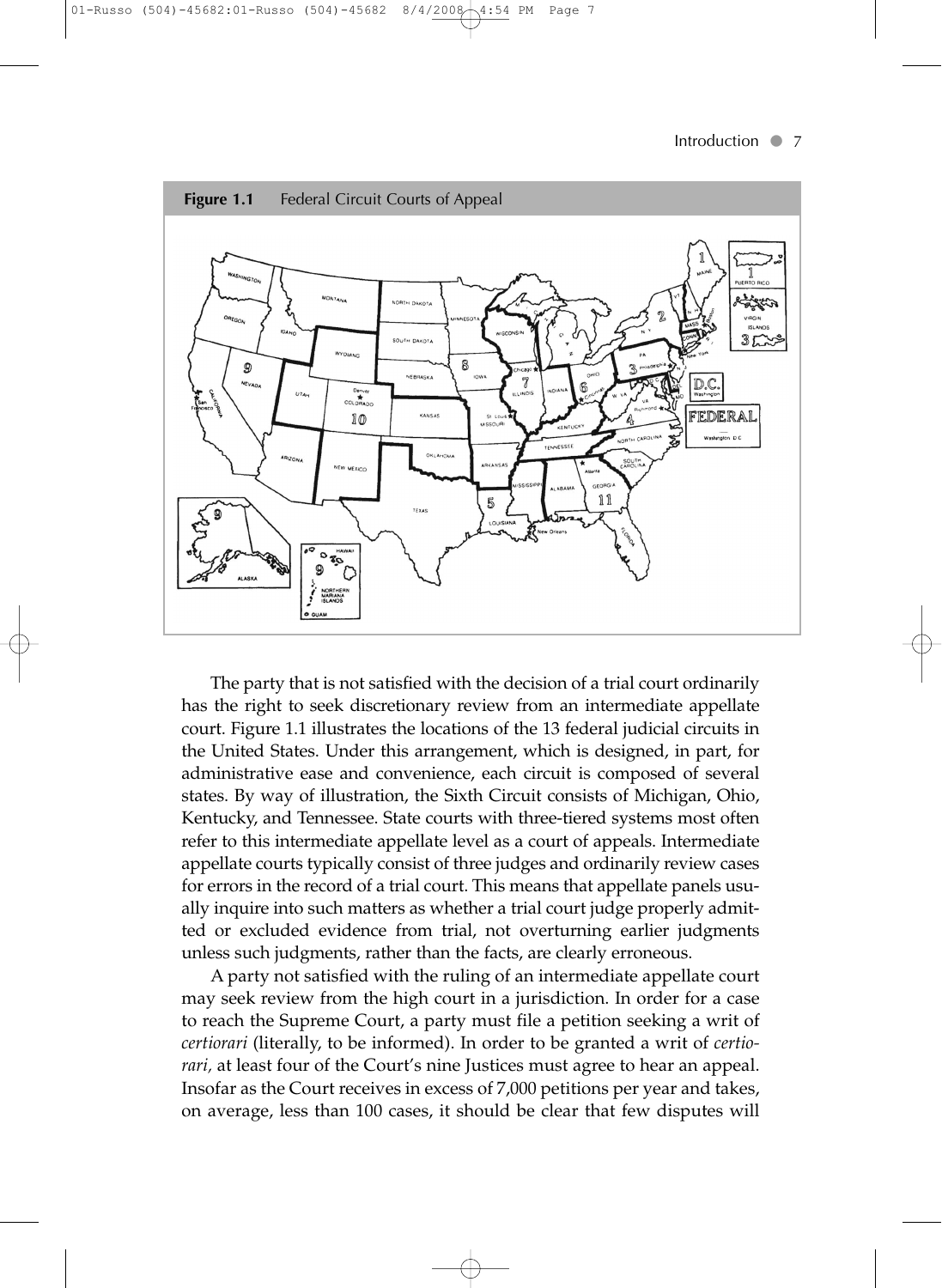**Figure 1.1** Federal Circuit Courts of Appeal

The party that is not satisfied with the decision of a trial court ordinarily has the right to seek discretionary review from an intermediate appellate court. Figure 1.1 illustrates the locations of the 13 federal judicial circuits in the United States. Under this arrangement, which is designed, in part, for administrative ease and convenience, each circuit is composed of several states. By way of illustration, the Sixth Circuit consists of Michigan, Ohio, Kentucky, and Tennessee. State courts with three-tiered systems most often refer to this intermediate appellate level as a court of appeals. Intermediate appellate courts typically consist of three judges and ordinarily review cases for errors in the record of a trial court. This means that appellate panels usually inquire into such matters as whether a trial court judge properly admitted or excluded evidence from trial, not overturning earlier judgments unless such judgments, rather than the facts, are clearly erroneous.

A party not satisfied with the ruling of an intermediate appellate court may seek review from the high court in a jurisdiction. In order for a case to reach the Supreme Court, a party must file a petition seeking a writ of *certiorari* (literally, to be informed). In order to be granted a writ of *certiorari,* at least four of the Court's nine Justices must agree to hear an appeal. Insofar as the Court receives in excess of 7,000 petitions per year and takes, on average, less than 100 cases, it should be clear that few disputes will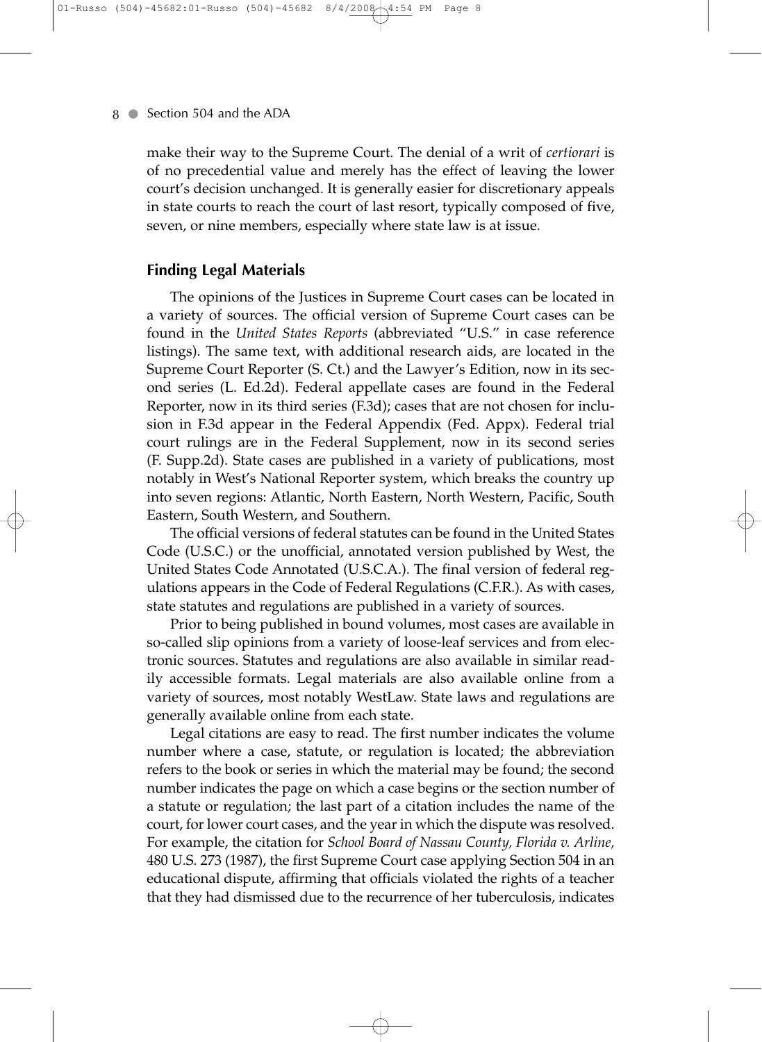make their way to the Supreme Court. The denial of a writ of *certiorari* is of no precedential value and merely has the effect of leaving the lower court's decision unchanged. It is generally easier for discretionary appeals in state courts to reach the court of last resort, typically composed of five, seven, or nine members, especially where state law is at issue.

## Finding Legal Materials

The opinions of the Justices in Supreme Court cases can be located in a variety of sources. The official version of Supreme Court cases can be found in the *United States Reports* (abbreviated "U.S." in case reference listings). The same text, with additional research aids, are located in the Supreme Court Reporter (S. Ct.) and the Lawyer's Edition, now in its second series (L. Ed.2d). Federal appellate cases are found in the Federal Reporter, now in its third series (F.3d); cases that are not chosen for inclusion in F.3d appear in the Federal Appendix (Fed. Appx). Federal trial court rulings are in the Federal Supplement, now in its second series (F. Supp.2d). State cases are published in a variety of publications, most notably in West's National Reporter system, which breaks the country up into seven regions: Atlantic, North Eastern, North Western, Pacific, South Eastern, South Western, and Southern.

The official versions of federal statutes can be found in the United States Code (U.S.C.) or the unofficial, annotated version published by West, the United States Code Annotated (U.S.C.A.). The final version of federal regulations appears in the Code of Federal Regulations (C.F.R.). As with cases, state statutes and regulations are published in a variety of sources.

Prior to being published in bound volumes, most cases are available in so-called slip opinions from a variety of loose-leaf services and from electronic sources. Statutes and regulations are also available in similar readily accessible formats. Legal materials are also available online from a variety of sources, most notably WestLaw. State laws and regulations are generally available online from each state.

Legal citations are easy to read. The first number indicates the volume number where a case, statute, or regulation is located; the abbreviation refers to the book or series in which the material may be found; the second number indicates the page on which a case begins or the section number of a statute or regulation; the last part of a citation includes the name of the court, for lower court cases, and the year in which the dispute was resolved. For example, the citation for *School Board of Nassau County, Florida v. Arline,* 480 U.S. 273 (1987), the first Supreme Court case applying Section 504 in an educational dispute, affirming that officials violated the rights of a teacher that they had dismissed due to the recurrence of her tuberculosis, indicates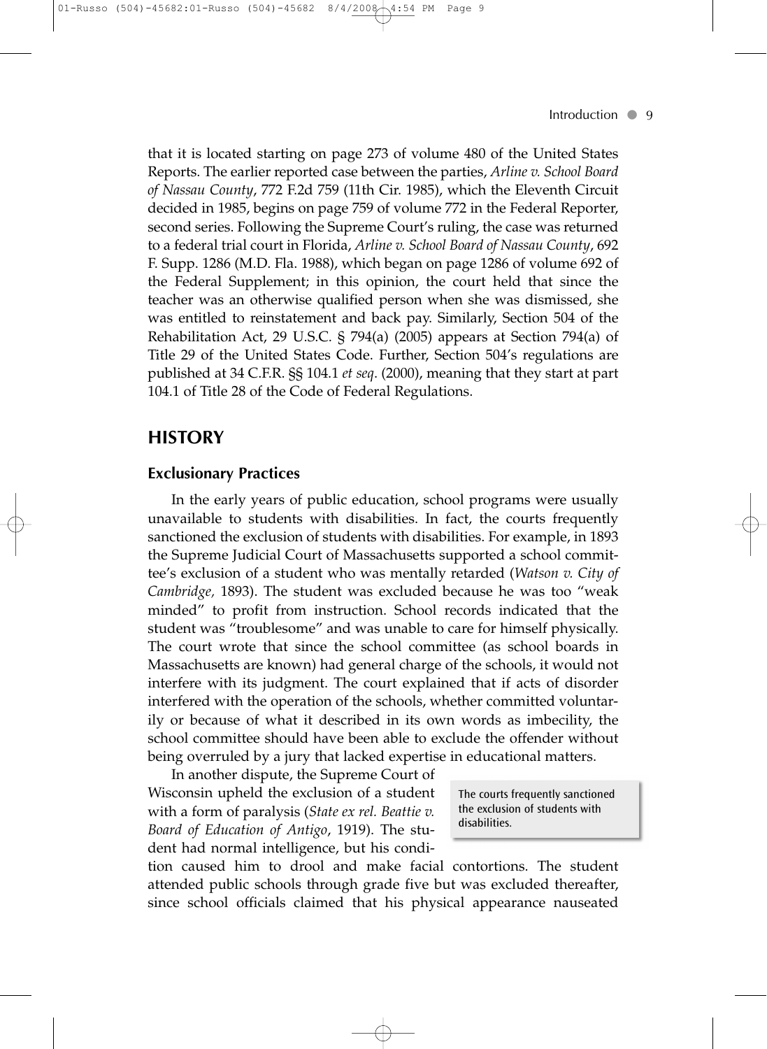that it is located starting on page 273 of volume 480 of the United States Reports. The earlier reported case between the parties, *Arline v. School Board of Nassau County*, 772 F.2d 759 (11th Cir. 1985), which the Eleventh Circuit decided in 1985, begins on page 759 of volume 772 in the Federal Reporter, second series. Following the Supreme Court's ruling, the case was returned to a federal trial court in Florida, *Arline v. School Board of Nassau County*, 692 F. Supp. 1286 (M.D. Fla. 1988), which began on page 1286 of volume 692 of the Federal Supplement; in this opinion, the court held that since the teacher was an otherwise qualified person when she was dismissed, she was entitled to reinstatement and back pay. Similarly, Section 504 of the Rehabilitation Act, 29 U.S.C. § 794(a) (2005) appears at Section 794(a) of Title 29 of the United States Code. Further, Section 504's regulations are published at 34 C.F.R. §§ 104.1 *et seq*. (2000), meaning that they start at part 104.1 of Title 28 of the Code of Federal Regulations.

## HISTORY

### Exclusionary Practices

In the early years of public education, school programs were usually unavailable to students with disabilities. In fact, the courts frequently sanctioned the exclusion of students with disabilities. For example, in 1893 the Supreme Judicial Court of Massachusetts supported a school committee's exclusion of a student who was mentally retarded (*Watson v. City of Cambridge,* 1893). The student was excluded because he was too "weak minded" to profit from instruction. School records indicated that the student was "troublesome" and was unable to care for himself physically. The court wrote that since the school committee (as school boards in Massachusetts are known) had general charge of the schools, it would not interfere with its judgment. The court explained that if acts of disorder interfered with the operation of the schools, whether committed voluntarily or because of what it described in its own words as imbecility, the school committee should have been able to exclude the offender without being overruled by a jury that lacked expertise in educational matters.

> The courts frequently sanctioned the exclusion of students with disabilities.

In another dispute, the Supreme Court of Wisconsin upheld the exclusion of a student with a form of paralysis (*State ex rel. Beattie v. Board of Education of Antigo*, 1919). The student had normal intelligence, but his condition caused him to drool and make facial contortions. The student attended public schools through grade five but was excluded thereafter, since school officials claimed that his physical appearance nauseated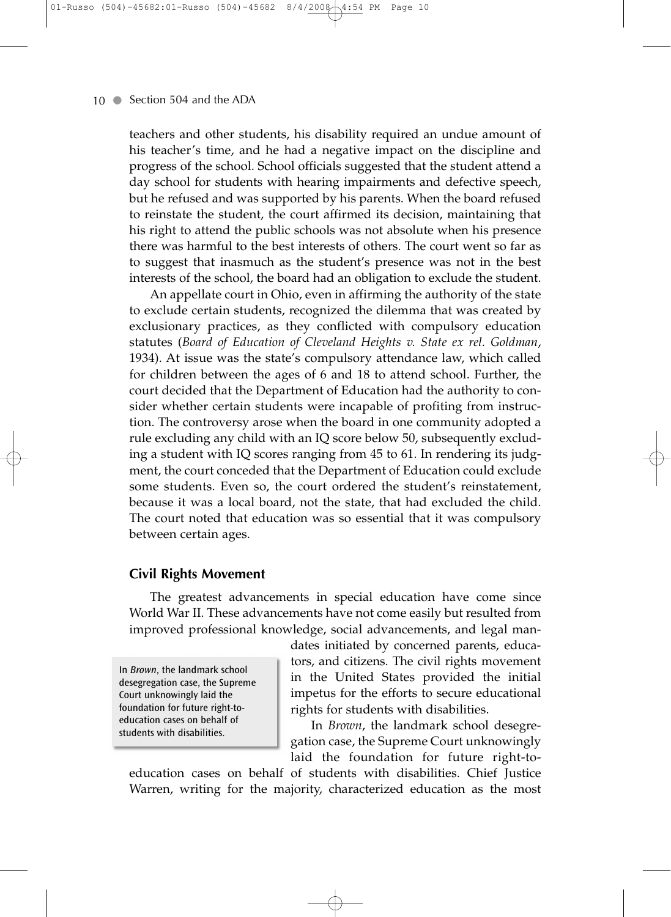teachers and other students, his disability required an undue amount of his teacher's time, and he had a negative impact on the discipline and progress of the school. School officials suggested that the student attend a day school for students with hearing impairments and defective speech, but he refused and was supported by his parents. When the board refused to reinstate the student, the court affirmed its decision, maintaining that his right to attend the public schools was not absolute when his presence there was harmful to the best interests of others. The court went so far as to suggest that inasmuch as the student's presence was not in the best interests of the school, the board had an obligation to exclude the student.

An appellate court in Ohio, even in affirming the authority of the state to exclude certain students, recognized the dilemma that was created by exclusionary practices, as they conflicted with compulsory education statutes (*Board of Education of Cleveland Heights v. State ex rel. Goldman*, 1934). At issue was the state's compulsory attendance law, which called for children between the ages of 6 and 18 to attend school. Further, the court decided that the Department of Education had the authority to consider whether certain students were incapable of profiting from instruction. The controversy arose when the board in one community adopted a rule excluding any child with an IQ score below 50, subsequently excluding a student with IQ scores ranging from 45 to 61. In rendering its judgment, the court conceded that the Department of Education could exclude some students. Even so, the court ordered the student's reinstatement, because it was a local board, not the state, that had excluded the child. The court noted that education was so essential that it was compulsory between certain ages.

## Civil Rights Movement

The greatest advancements in special education have come since World War II. These advancements have not come easily but resulted from improved professional knowledge, social advancements, and legal mandates initiated by concerned parents, educators, and citizens. The civil rights movement in the United States provided the initial impetus for the efforts to secure educational rights for students with disabilities.

> In *Brown*, the landmark school desegregation case, the Supreme Court unknowingly laid the foundation for future right-to-education cases on behalf of students with disabilities.

In *Brown*, the landmark school desegregation case, the Supreme Court unknowingly laid the foundation for future right-to-education cases on behalf of students with disabilities. Chief Justice Warren, writing for the majority, characterized education as the most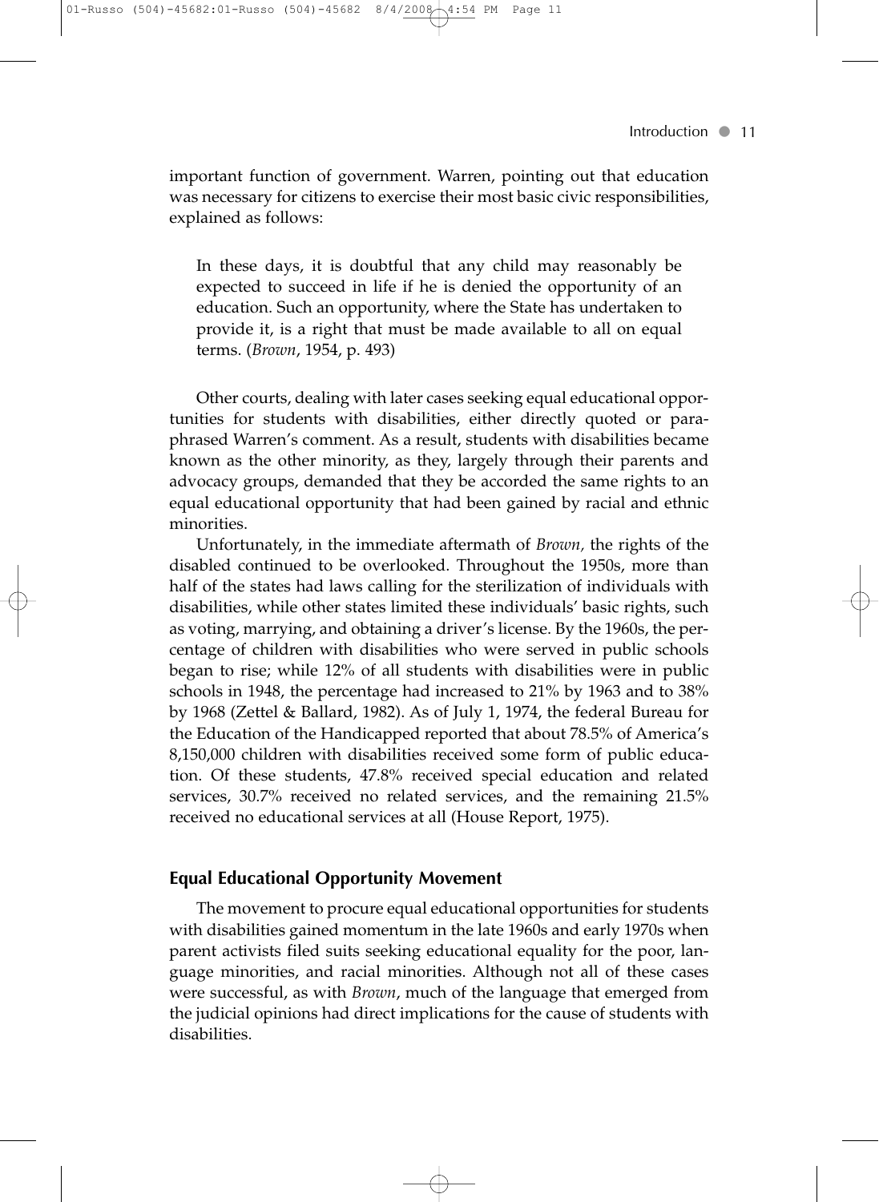important function of government. Warren, pointing out that education was necessary for citizens to exercise their most basic civic responsibilities, explained as follows:

> In these days, it is doubtful that any child may reasonably be expected to succeed in life if he is denied the opportunity of an education. Such an opportunity, where the State has undertaken to provide it, is a right that must be made available to all on equal terms. (*Brown*, 1954, p. 493)

Other courts, dealing with later cases seeking equal educational opportunities for students with disabilities, either directly quoted or paraphrased Warren's comment. As a result, students with disabilities became known as the other minority, as they, largely through their parents and advocacy groups, demanded that they be accorded the same rights to an equal educational opportunity that had been gained by racial and ethnic minorities.

Unfortunately, in the immediate aftermath of *Brown,* the rights of the disabled continued to be overlooked. Throughout the 1950s, more than half of the states had laws calling for the sterilization of individuals with disabilities, while other states limited these individuals' basic rights, such as voting, marrying, and obtaining a driver's license. By the 1960s, the percentage of children with disabilities who were served in public schools began to rise; while 12% of all students with disabilities were in public schools in 1948, the percentage had increased to 21% by 1963 and to 38% by 1968 (Zettel & Ballard, 1982). As of July 1, 1974, the federal Bureau for the Education of the Handicapped reported that about 78.5% of America's 8,150,000 children with disabilities received some form of public education. Of these students, 47.8% received special education and related services, 30.7% received no related services, and the remaining 21.5% received no educational services at all (House Report, 1975).

## Equal Educational Opportunity Movement

The movement to procure equal educational opportunities for students with disabilities gained momentum in the late 1960s and early 1970s when parent activists filed suits seeking educational equality for the poor, language minorities, and racial minorities. Although not all of these cases were successful, as with *Brown*, much of the language that emerged from the judicial opinions had direct implications for the cause of students with disabilities.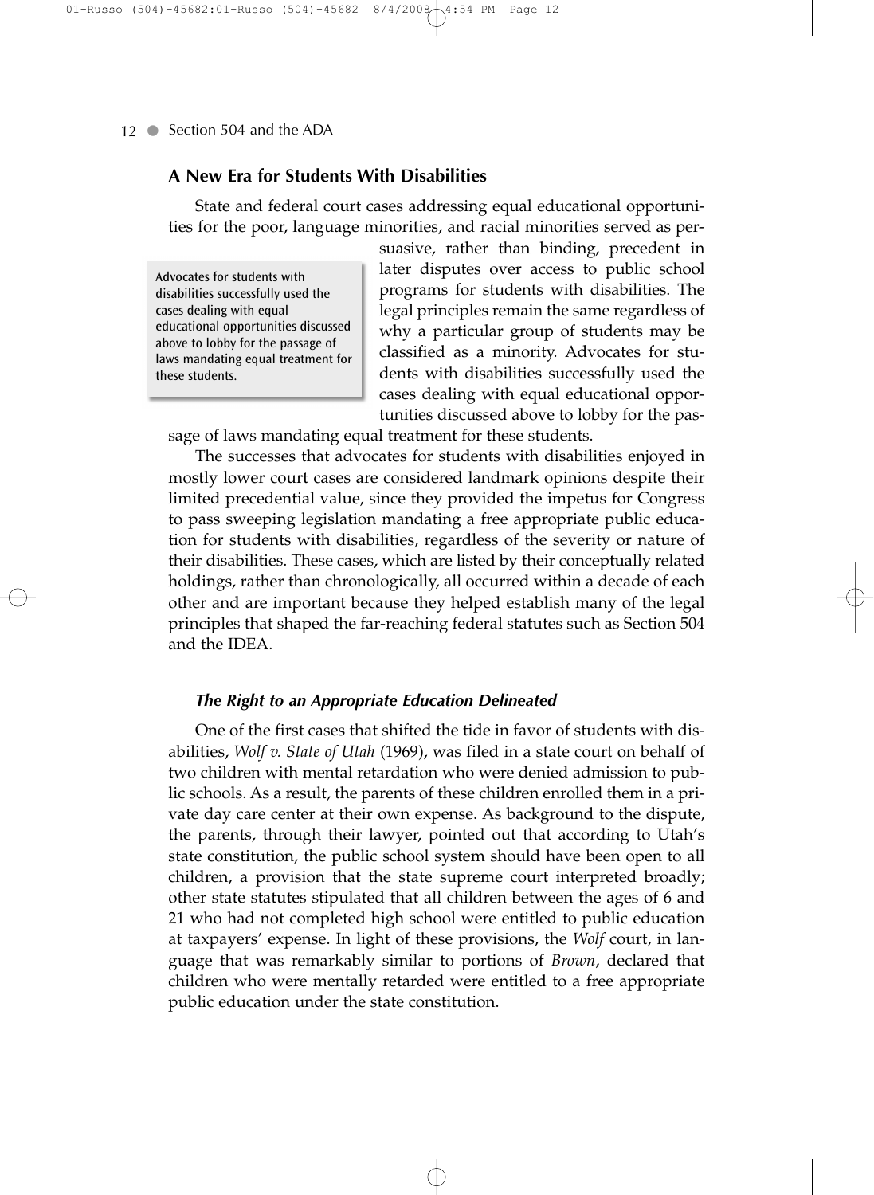## A New Era for Students With Disabilities

State and federal court cases addressing equal educational opportunities for the poor, language minorities, and racial minorities served as persuasive, rather than binding, precedent in later disputes over access to public school programs for students with disabilities. The legal principles remain the same regardless of why a particular group of students may be classified as a minority. Advocates for students with disabilities successfully used the cases dealing with equal educational opportunities discussed above to lobby for the passage of laws mandating equal treatment for these students.

> Advocates for students with disabilities successfully used the cases dealing with equal educational opportunities discussed above to lobby for the passage of laws mandating equal treatment for these students.

The successes that advocates for students with disabilities enjoyed in mostly lower court cases are considered landmark opinions despite their limited precedential value, since they provided the impetus for Congress to pass sweeping legislation mandating a free appropriate public education for students with disabilities, regardless of the severity or nature of their disabilities. These cases, which are listed by their conceptually related holdings, rather than chronologically, all occurred within a decade of each other and are important because they helped establish many of the legal principles that shaped the far-reaching federal statutes such as Section 504 and the IDEA.

### *The Right to an Appropriate Education Delineated*

One of the first cases that shifted the tide in favor of students with disabilities, *Wolf v. State of Utah* (1969), was filed in a state court on behalf of two children with mental retardation who were denied admission to public schools. As a result, the parents of these children enrolled them in a private day care center at their own expense. As background to the dispute, the parents, through their lawyer, pointed out that according to Utah's state constitution, the public school system should have been open to all children, a provision that the state supreme court interpreted broadly; other state statutes stipulated that all children between the ages of 6 and 21 who had not completed high school were entitled to public education at taxpayers' expense. In light of these provisions, the *Wolf* court, in language that was remarkably similar to portions of *Brown*, declared that children who were mentally retarded were entitled to a free appropriate public education under the state constitution.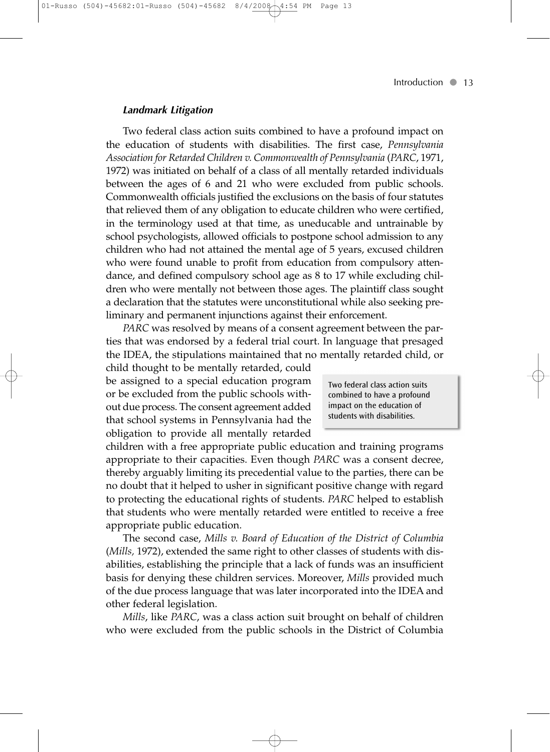### *Landmark Litigation*

Two federal class action suits combined to have a profound impact on the education of students with disabilities. The first case, *Pennsylvania Association for Retarded Children v. Commonwealth of Pennsylvania* (*PARC*, 1971, 1972) was initiated on behalf of a class of all mentally retarded individuals between the ages of 6 and 21 who were excluded from public schools. Commonwealth officials justified the exclusions on the basis of four statutes that relieved them of any obligation to educate children who were certified, in the terminology used at that time, as uneducable and untrainable by school psychologists, allowed officials to postpone school admission to any children who had not attained the mental age of 5 years, excused children who were found unable to profit from education from compulsory attendance, and defined compulsory school age as 8 to 17 while excluding children who were mentally not between those ages. The plaintiff class sought a declaration that the statutes were unconstitutional while also seeking preliminary and permanent injunctions against their enforcement.

*PARC* was resolved by means of a consent agreement between the parties that was endorsed by a federal trial court. In language that presaged the IDEA, the stipulations maintained that no mentally retarded child, or child thought to be mentally retarded, could be assigned to a special education program or be excluded from the public schools without due process. The consent agreement added that school systems in Pennsylvania had the obligation to provide all mentally retarded children with a free appropriate public education and training programs appropriate to their capacities. Even though *PARC* was a consent decree, thereby arguably limiting its precedential value to the parties, there can be no doubt that it helped to usher in significant positive change with regard to protecting the educational rights of students. *PARC* helped to establish that students who were mentally retarded were entitled to receive a free appropriate public education.

> Two federal class action suits combined to have a profound impact on the education of students with disabilities.

The second case, *Mills v. Board of Education of the District of Columbia* (*Mills,* 1972), extended the same right to other classes of students with disabilities, establishing the principle that a lack of funds was an insufficient basis for denying these children services. Moreover, *Mills* provided much of the due process language that was later incorporated into the IDEA and other federal legislation.

*Mills*, like *PARC*, was a class action suit brought on behalf of children who were excluded from the public schools in the District of Columbia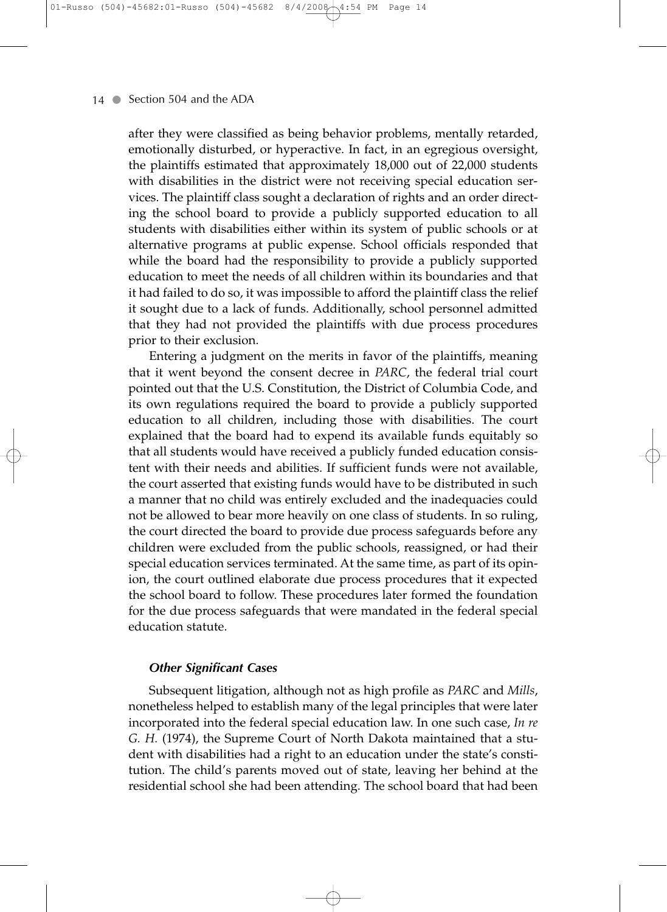after they were classified as being behavior problems, mentally retarded, emotionally disturbed, or hyperactive. In fact, in an egregious oversight, the plaintiffs estimated that approximately 18,000 out of 22,000 students with disabilities in the district were not receiving special education services. The plaintiff class sought a declaration of rights and an order directing the school board to provide a publicly supported education to all students with disabilities either within its system of public schools or at alternative programs at public expense. School officials responded that while the board had the responsibility to provide a publicly supported education to meet the needs of all children within its boundaries and that it had failed to do so, it was impossible to afford the plaintiff class the relief it sought due to a lack of funds. Additionally, school personnel admitted that they had not provided the plaintiffs with due process procedures prior to their exclusion.

Entering a judgment on the merits in favor of the plaintiffs, meaning that it went beyond the consent decree in *PARC*, the federal trial court pointed out that the U.S. Constitution, the District of Columbia Code, and its own regulations required the board to provide a publicly supported education to all children, including those with disabilities. The court explained that the board had to expend its available funds equitably so that all students would have received a publicly funded education consistent with their needs and abilities. If sufficient funds were not available, the court asserted that existing funds would have to be distributed in such a manner that no child was entirely excluded and the inadequacies could not be allowed to bear more heavily on one class of students. In so ruling, the court directed the board to provide due process safeguards before any children were excluded from the public schools, reassigned, or had their special education services terminated. At the same time, as part of its opinion, the court outlined elaborate due process procedures that it expected the school board to follow. These procedures later formed the foundation for the due process safeguards that were mandated in the federal special education statute.

### *Other Significant Cases*

Subsequent litigation, although not as high profile as *PARC* and *Mills*, nonetheless helped to establish many of the legal principles that were later incorporated into the federal special education law. In one such case, *In re G. H.* (1974), the Supreme Court of North Dakota maintained that a student with disabilities had a right to an education under the state's constitution. The child's parents moved out of state, leaving her behind at the residential school she had been attending. The school board that had been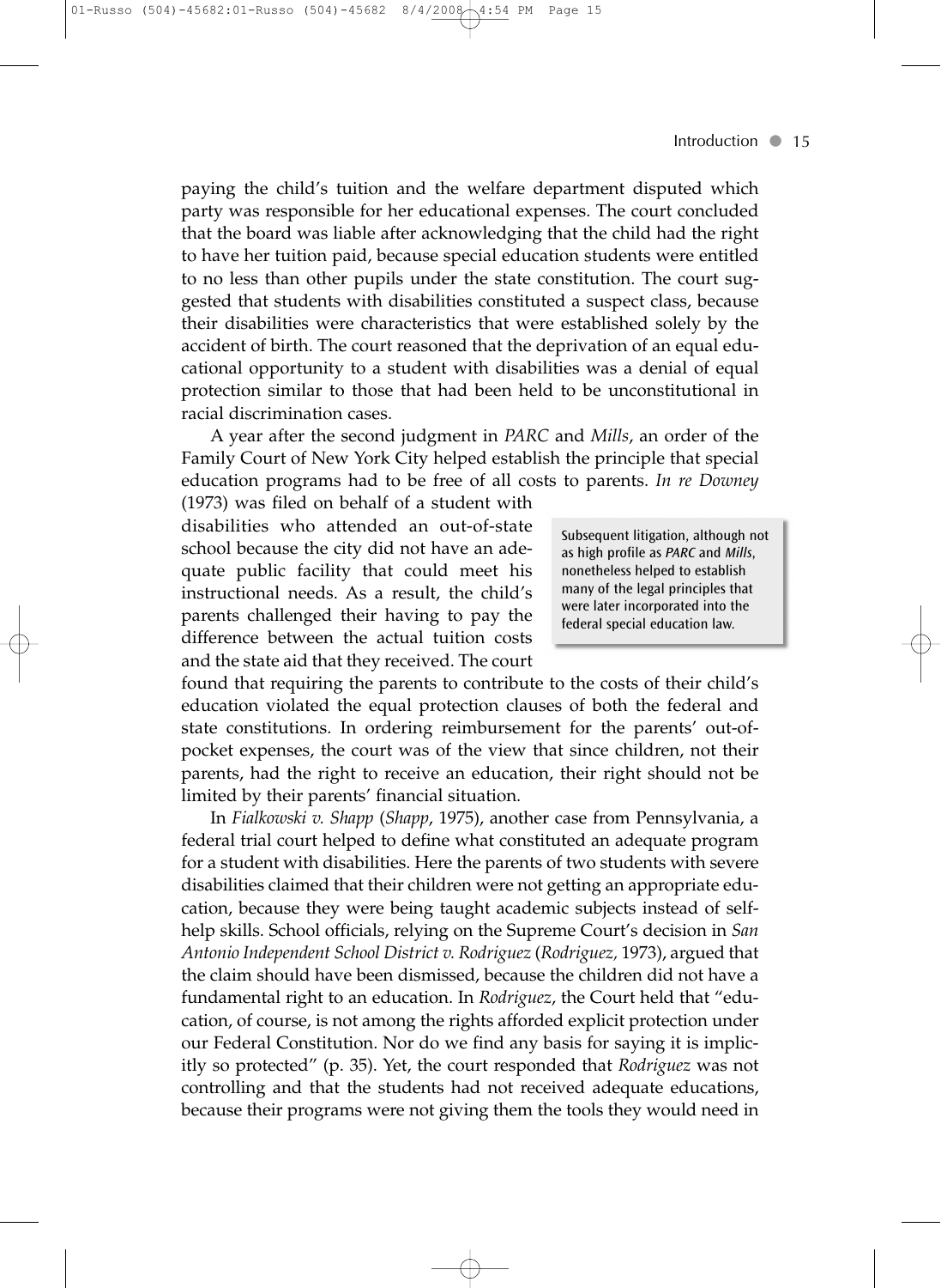paying the child's tuition and the welfare department disputed which party was responsible for her educational expenses. The court concluded that the board was liable after acknowledging that the child had the right to have her tuition paid, because special education students were entitled to no less than other pupils under the state constitution. The court suggested that students with disabilities constituted a suspect class, because their disabilities were characteristics that were established solely by the accident of birth. The court reasoned that the deprivation of an equal educational opportunity to a student with disabilities was a denial of equal protection similar to those that had been held to be unconstitutional in racial discrimination cases.

A year after the second judgment in *PARC* and *Mills*, an order of the Family Court of New York City helped establish the principle that special education programs had to be free of all costs to parents. *In re Downey* (1973) was filed on behalf of a student with disabilities who attended an out-of-state school because the city did not have an adequate public facility that could meet his instructional needs. As a result, the child's parents challenged their having to pay the difference between the actual tuition costs and the state aid that they received. The court found that requiring the parents to contribute to the costs of their child's education violated the equal protection clauses of both the federal and state constitutions. In ordering reimbursement for the parents' out-of-pocket expenses, the court was of the view that since children, not their parents, had the right to receive an education, their right should not be limited by their parents' financial situation.

> Subsequent litigation, although not as high profile as *PARC* and *Mills*, nonetheless helped to establish many of the legal principles that were later incorporated into the federal special education law.

In *Fialkowski v. Shapp* (*Shapp*, 1975), another case from Pennsylvania, a federal trial court helped to define what constituted an adequate program for a student with disabilities. Here the parents of two students with severe disabilities claimed that their children were not getting an appropriate education, because they were being taught academic subjects instead of self-help skills. School officials, relying on the Supreme Court's decision in *San Antonio Independent School District v. Rodriguez* (*Rodriguez,* 1973), argued that the claim should have been dismissed, because the children did not have a fundamental right to an education. In *Rodriguez*, the Court held that "education, of course, is not among the rights afforded explicit protection under our Federal Constitution. Nor do we find any basis for saying it is implicitly so protected" (p. 35). Yet, the court responded that *Rodriguez* was not controlling and that the students had not received adequate educations, because their programs were not giving them the tools they would need in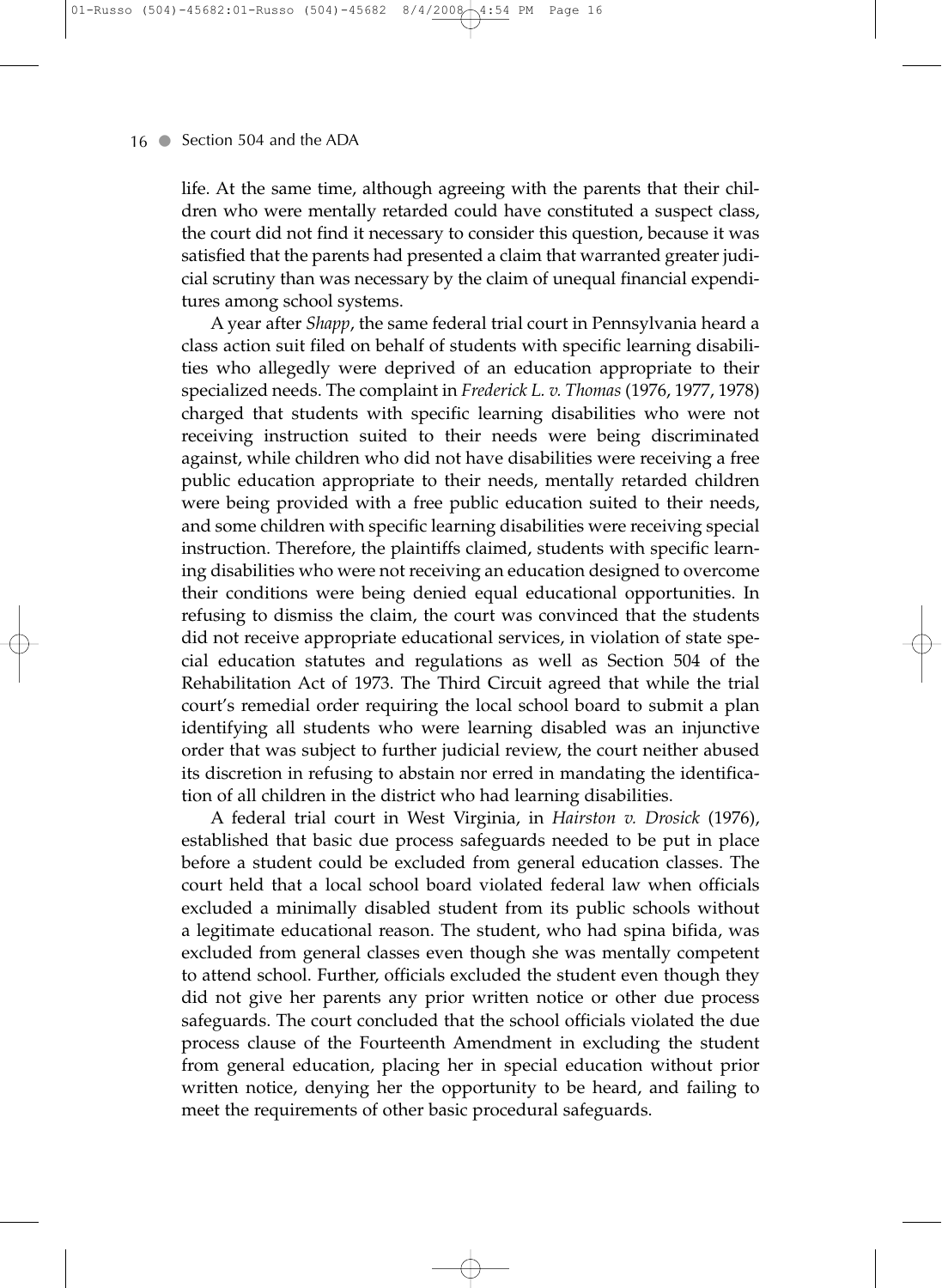life. At the same time, although agreeing with the parents that their children who were mentally retarded could have constituted a suspect class, the court did not find it necessary to consider this question, because it was satisfied that the parents had presented a claim that warranted greater judicial scrutiny than was necessary by the claim of unequal financial expenditures among school systems.

A year after *Shapp*, the same federal trial court in Pennsylvania heard a class action suit filed on behalf of students with specific learning disabilities who allegedly were deprived of an education appropriate to their specialized needs. The complaint in *Frederick L. v. Thomas* (1976, 1977, 1978) charged that students with specific learning disabilities who were not receiving instruction suited to their needs were being discriminated against, while children who did not have disabilities were receiving a free public education appropriate to their needs, mentally retarded children were being provided with a free public education suited to their needs, and some children with specific learning disabilities were receiving special instruction. Therefore, the plaintiffs claimed, students with specific learning disabilities who were not receiving an education designed to overcome their conditions were being denied equal educational opportunities. In refusing to dismiss the claim, the court was convinced that the students did not receive appropriate educational services, in violation of state special education statutes and regulations as well as Section 504 of the Rehabilitation Act of 1973. The Third Circuit agreed that while the trial court's remedial order requiring the local school board to submit a plan identifying all students who were learning disabled was an injunctive order that was subject to further judicial review, the court neither abused its discretion in refusing to abstain nor erred in mandating the identification of all children in the district who had learning disabilities.

A federal trial court in West Virginia, in *Hairston v. Drosick* (1976), established that basic due process safeguards needed to be put in place before a student could be excluded from general education classes. The court held that a local school board violated federal law when officials excluded a minimally disabled student from its public schools without a legitimate educational reason. The student, who had spina bifida, was excluded from general classes even though she was mentally competent to attend school. Further, officials excluded the student even though they did not give her parents any prior written notice or other due process safeguards. The court concluded that the school officials violated the due process clause of the Fourteenth Amendment in excluding the student from general education, placing her in special education without prior written notice, denying her the opportunity to be heard, and failing to meet the requirements of other basic procedural safeguards.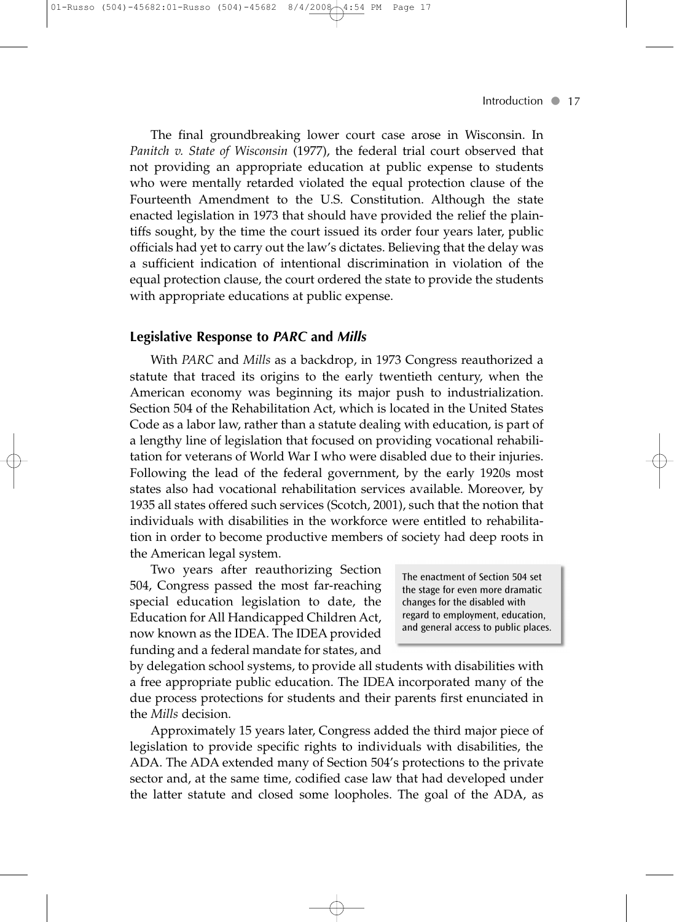The final groundbreaking lower court case arose in Wisconsin. In *Panitch v. State of Wisconsin* (1977), the federal trial court observed that not providing an appropriate education at public expense to students who were mentally retarded violated the equal protection clause of the Fourteenth Amendment to the U.S. Constitution. Although the state enacted legislation in 1973 that should have provided the relief the plaintiffs sought, by the time the court issued its order four years later, public officials had yet to carry out the law's dictates. Believing that the delay was a sufficient indication of intentional discrimination in violation of the equal protection clause, the court ordered the state to provide the students with appropriate educations at public expense.

## Legislative Response to *PARC* and *Mills*

With *PARC* and *Mills* as a backdrop, in 1973 Congress reauthorized a statute that traced its origins to the early twentieth century, when the American economy was beginning its major push to industrialization. Section 504 of the Rehabilitation Act, which is located in the United States Code as a labor law, rather than a statute dealing with education, is part of a lengthy line of legislation that focused on providing vocational rehabilitation for veterans of World War I who were disabled due to their injuries. Following the lead of the federal government, by the early 1920s most states also had vocational rehabilitation services available. Moreover, by 1935 all states offered such services (Scotch, 2001), such that the notion that individuals with disabilities in the workforce were entitled to rehabilitation in order to become productive members of society had deep roots in the American legal system.

Two years after reauthorizing Section 504, Congress passed the most far-reaching special education legislation to date, the Education for All Handicapped Children Act, now known as the IDEA. The IDEA provided funding and a federal mandate for states, and by delegation school systems, to provide all students with disabilities with a free appropriate public education. The IDEA incorporated many of the due process protections for students and their parents first enunciated in the *Mills* decision.

> The enactment of Section 504 set the stage for even more dramatic changes for the disabled with regard to employment, education, and general access to public places.

Approximately 15 years later, Congress added the third major piece of legislation to provide specific rights to individuals with disabilities, the ADA. The ADA extended many of Section 504's protections to the private sector and, at the same time, codified case law that had developed under the latter statute and closed some loopholes. The goal of the ADA, as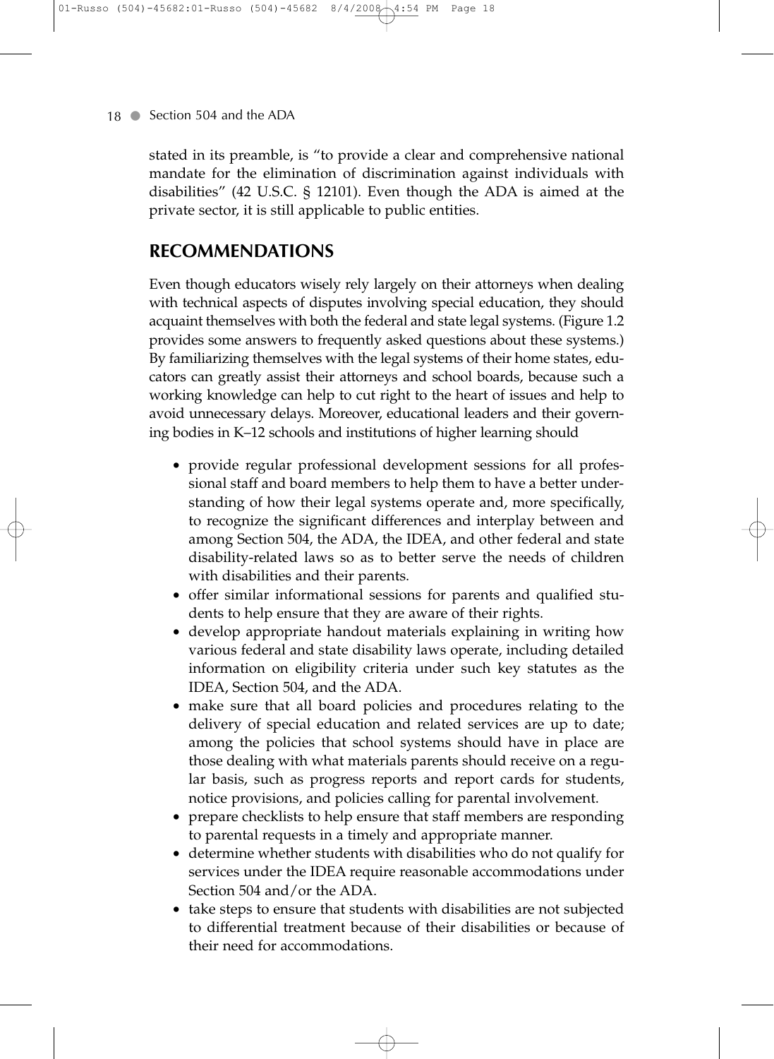stated in its preamble, is "to provide a clear and comprehensive national mandate for the elimination of discrimination against individuals with disabilities" (42 U.S.C. § 12101). Even though the ADA is aimed at the private sector, it is still applicable to public entities.

## RECOMMENDATIONS

Even though educators wisely rely largely on their attorneys when dealing with technical aspects of disputes involving special education, they should acquaint themselves with both the federal and state legal systems. (Figure 1.2 provides some answers to frequently asked questions about these systems.) By familiarizing themselves with the legal systems of their home states, educators can greatly assist their attorneys and school boards, because such a working knowledge can help to cut right to the heart of issues and help to avoid unnecessary delays. Moreover, educational leaders and their governing bodies in K–12 schools and institutions of higher learning should

- provide regular professional development sessions for all professional staff and board members to help them to have a better understanding of how their legal systems operate and, more specifically, to recognize the significant differences and interplay between and among Section 504, the ADA, the IDEA, and other federal and state disability-related laws so as to better serve the needs of children with disabilities and their parents.
- offer similar informational sessions for parents and qualified students to help ensure that they are aware of their rights.
- develop appropriate handout materials explaining in writing how various federal and state disability laws operate, including detailed information on eligibility criteria under such key statutes as the IDEA, Section 504, and the ADA.
- make sure that all board policies and procedures relating to the delivery of special education and related services are up to date; among the policies that school systems should have in place are those dealing with what materials parents should receive on a regular basis, such as progress reports and report cards for students, notice provisions, and policies calling for parental involvement.
- prepare checklists to help ensure that staff members are responding to parental requests in a timely and appropriate manner.
- determine whether students with disabilities who do not qualify for services under the IDEA require reasonable accommodations under Section 504 and/or the ADA.
- take steps to ensure that students with disabilities are not subjected to differential treatment because of their disabilities or because of their need for accommodations.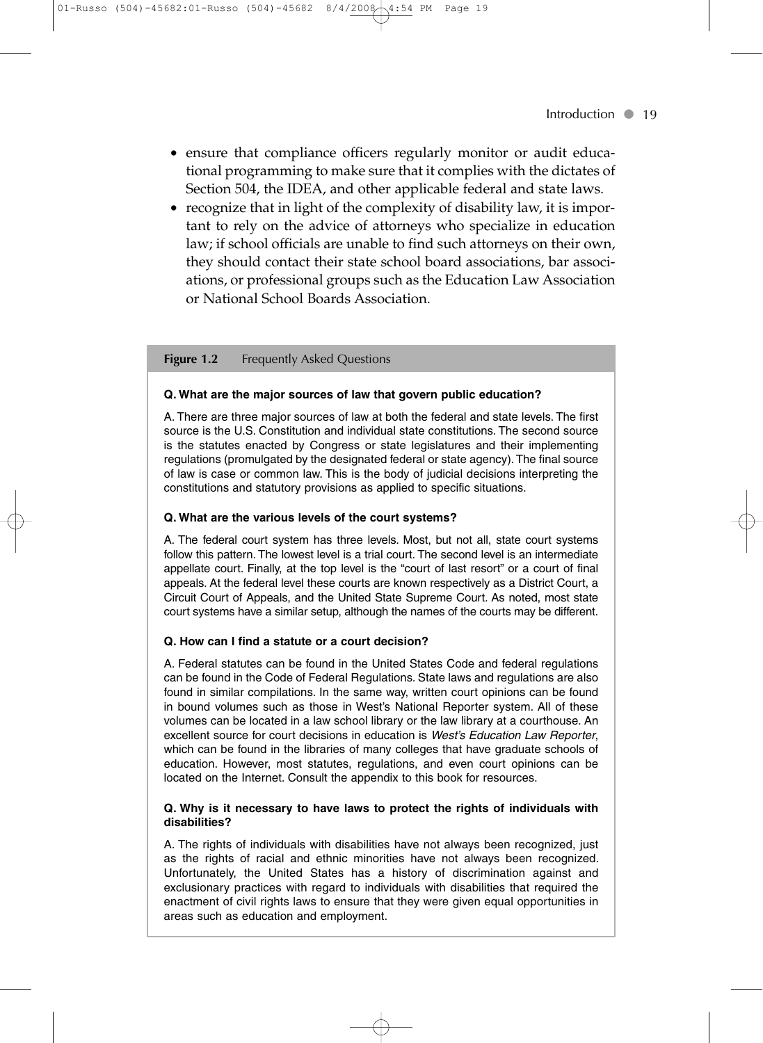- ensure that compliance officers regularly monitor or audit educational programming to make sure that it complies with the dictates of Section 504, the IDEA, and other applicable federal and state laws.
- recognize that in light of the complexity of disability law, it is important to rely on the advice of attorneys who specialize in education law; if school officials are unable to find such attorneys on their own, they should contact their state school board associations, bar associations, or professional groups such as the Education Law Association or National School Boards Association.

**Figure 1.2** Frequently Asked Questions

**Q. What are the major sources of law that govern public education?**

A. There are three major sources of law at both the federal and state levels. The first source is the U.S. Constitution and individual state constitutions. The second source is the statutes enacted by Congress or state legislatures and their implementing regulations (promulgated by the designated federal or state agency). The final source of law is case or common law. This is the body of judicial decisions interpreting the constitutions and statutory provisions as applied to specific situations.

**Q. What are the various levels of the court systems?**

A. The federal court system has three levels. Most, but not all, state court systems follow this pattern. The lowest level is a trial court. The second level is an intermediate appellate court. Finally, at the top level is the "court of last resort" or a court of final appeals. At the federal level these courts are known respectively as a District Court, a Circuit Court of Appeals, and the United State Supreme Court. As noted, most state court systems have a similar setup, although the names of the courts may be different.

**Q. How can I find a statute or a court decision?**

A. Federal statutes can be found in the United States Code and federal regulations can be found in the Code of Federal Regulations. State laws and regulations are also found in similar compilations. In the same way, written court opinions can be found in bound volumes such as those in West's National Reporter system. All of these volumes can be located in a law school library or the law library at a courthouse. An excellent source for court decisions in education is *West's Education Law Reporter*, which can be found in the libraries of many colleges that have graduate schools of education. However, most statutes, regulations, and even court opinions can be located on the Internet. Consult the appendix to this book for resources.

**Q. Why is it necessary to have laws to protect the rights of individuals with disabilities?**

A. The rights of individuals with disabilities have not always been recognized, just as the rights of racial and ethnic minorities have not always been recognized. Unfortunately, the United States has a history of discrimination against and exclusionary practices with regard to individuals with disabilities that required the enactment of civil rights laws to ensure that they were given equal opportunities in areas such as education and employment.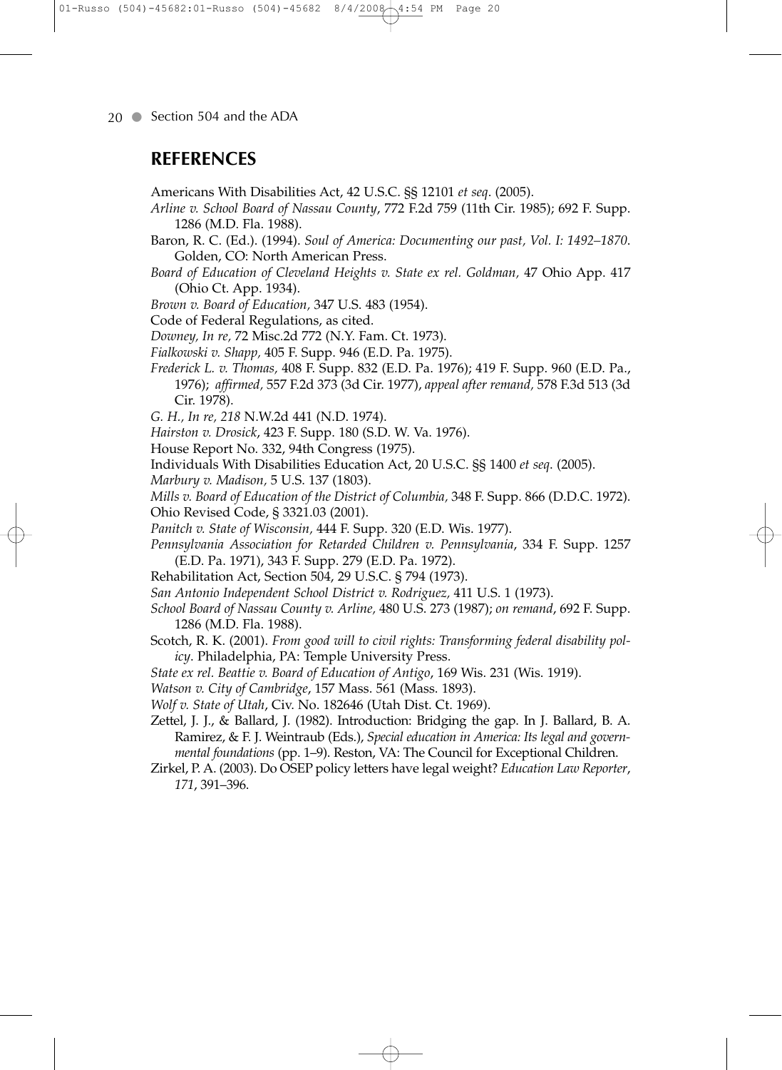## REFERENCES

Americans With Disabilities Act, 42 U.S.C. §§ 12101 *et seq*. (2005).

*Arline v. School Board of Nassau County*, 772 F.2d 759 (11th Cir. 1985); 692 F. Supp. 1286 (M.D. Fla. 1988).

Baron, R. C. (Ed.). (1994). *Soul of America: Documenting our past, Vol. I: 1492–1870*. Golden, CO: North American Press.

*Board of Education of Cleveland Heights v. State ex rel. Goldman,* 47 Ohio App. 417 (Ohio Ct. App. 1934).

*Brown v. Board of Education,* 347 U.S. 483 (1954).

Code of Federal Regulations, as cited.

*Downey, In re,* 72 Misc.2d 772 (N.Y. Fam. Ct. 1973).

*Fialkowski v. Shapp,* 405 F. Supp. 946 (E.D. Pa. 1975).

*Frederick L. v. Thomas,* 408 F. Supp. 832 (E.D. Pa. 1976); 419 F. Supp. 960 (E.D. Pa., 1976); *affirmed,* 557 F.2d 373 (3d Cir. 1977), *appeal after remand,* 578 F.3d 513 (3d Cir. 1978).

*G. H., In re, 218* N.W.2d 441 (N.D. 1974).

*Hairston v. Drosick*, 423 F. Supp. 180 (S.D. W. Va. 1976).

House Report No. 332, 94th Congress (1975).

Individuals With Disabilities Education Act, 20 U.S.C. §§ 1400 *et seq*. (2005).

*Marbury v. Madison,* 5 U.S. 137 (1803).

*Mills v. Board of Education of the District of Columbia,* 348 F. Supp. 866 (D.D.C. 1972).

Ohio Revised Code, § 3321.03 (2001).

*Panitch v. State of Wisconsin,* 444 F. Supp. 320 (E.D. Wis. 1977).

*Pennsylvania Association for Retarded Children v. Pennsylvania*, 334 F. Supp. 1257 (E.D. Pa. 1971), 343 F. Supp. 279 (E.D. Pa. 1972).

Rehabilitation Act, Section 504, 29 U.S.C. § 794 (1973).

*San Antonio Independent School District v. Rodriguez,* 411 U.S. 1 (1973).

*School Board of Nassau County v. Arline,* 480 U.S. 273 (1987); *on remand*, 692 F. Supp. 1286 (M.D. Fla. 1988).

Scotch, R. K. (2001). *From good will to civil rights: Transforming federal disability policy*. Philadelphia, PA: Temple University Press.

*State ex rel. Beattie v. Board of Education of Antigo*, 169 Wis. 231 (Wis. 1919).

*Watson v. City of Cambridge*, 157 Mass. 561 (Mass. 1893).

*Wolf v. State of Utah*, Civ. No. 182646 (Utah Dist. Ct. 1969).

Zettel, J. J., & Ballard, J. (1982). Introduction: Bridging the gap. In J. Ballard, B. A. Ramirez, & F. J. Weintraub (Eds.), *Special education in America: Its legal and governmental foundations* (pp. 1–9). Reston, VA: The Council for Exceptional Children.

Zirkel, P. A. (2003). Do OSEP policy letters have legal weight? *Education Law Reporter*, *171*, 391–396.